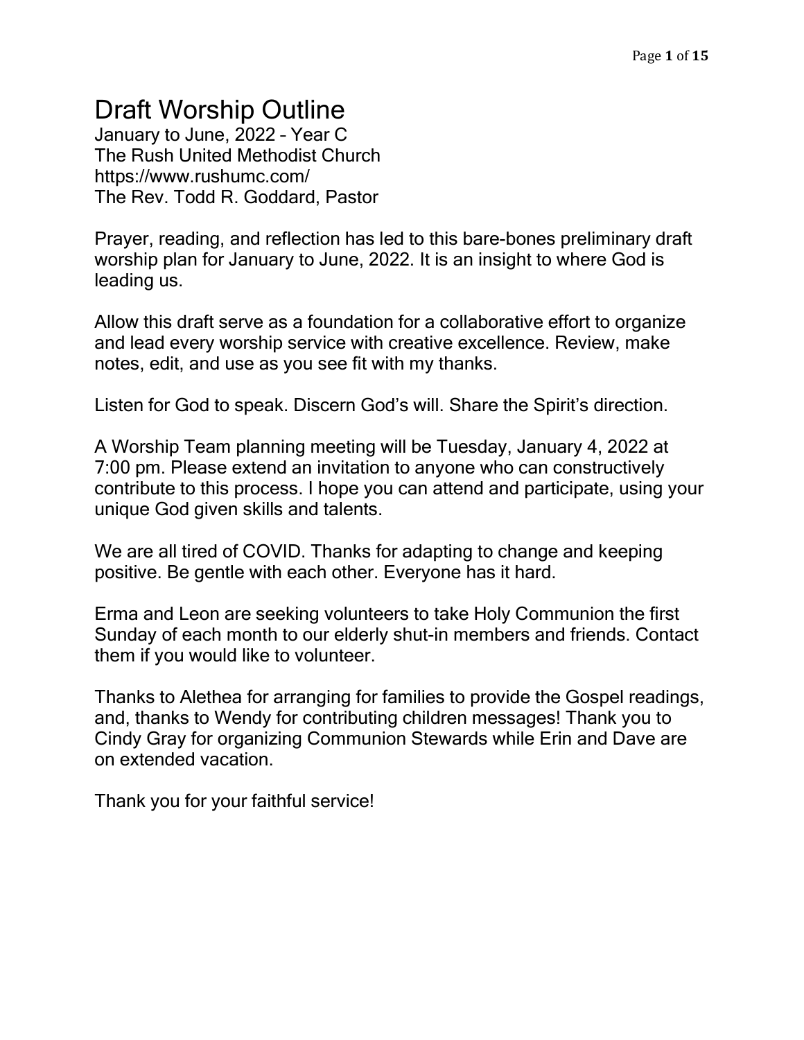# Draft Worship Outline

January to June, 2022 – Year C
The Rush United Methodist Church
https://www.rushumc.com/
The Rev. Todd R. Goddard, Pastor

Prayer, reading, and reflection has led to this bare-bones preliminary draft worship plan for January to June, 2022. It is an insight to where God is leading us.

Allow this draft serve as a foundation for a collaborative effort to organize and lead every worship service with creative excellence. Review, make notes, edit, and use as you see fit with my thanks.

Listen for God to speak. Discern God's will. Share the Spirit's direction.

A Worship Team planning meeting will be Tuesday, January 4, 2022 at 7:00 pm. Please extend an invitation to anyone who can constructively contribute to this process. I hope you can attend and participate, using your unique God given skills and talents.

We are all tired of COVID. Thanks for adapting to change and keeping positive. Be gentle with each other. Everyone has it hard.

Erma and Leon are seeking volunteers to take Holy Communion the first Sunday of each month to our elderly shut-in members and friends. Contact them if you would like to volunteer.

Thanks to Alethea for arranging for families to provide the Gospel readings, and, thanks to Wendy for contributing children messages! Thank you to Cindy Gray for organizing Communion Stewards while Erin and Dave are on extended vacation.

Thank you for your faithful service!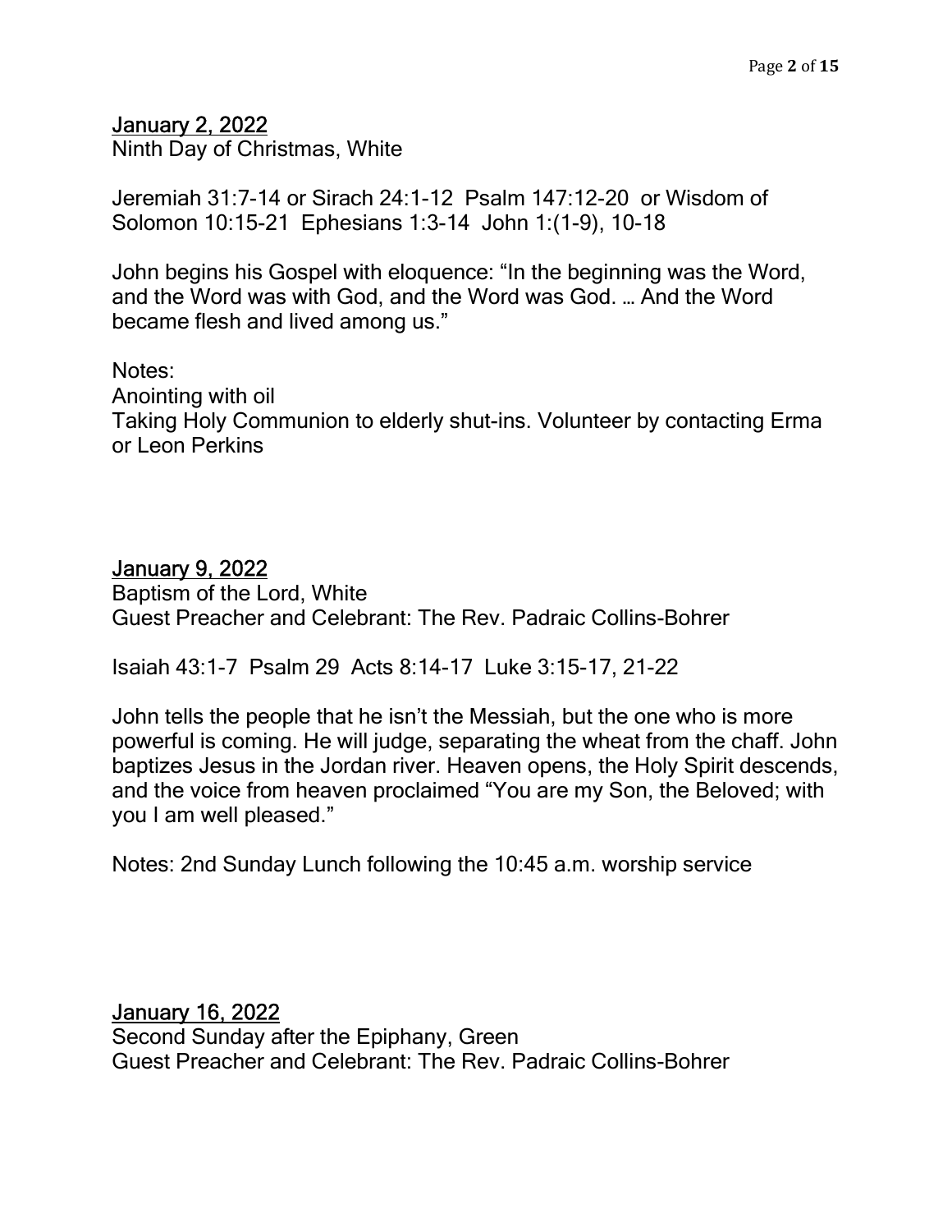<u>January 2, 2022</u>
Ninth Day of Christmas, White

Jeremiah 31:7-14 or Sirach 24:1-12 Psalm 147:12-20 or Wisdom of Solomon 10:15-21 Ephesians 1:3-14 John 1:(1-9), 10-18

John begins his Gospel with eloquence: "In the beginning was the Word, and the Word was with God, and the Word was God. … And the Word became flesh and lived among us."

Notes:
Anointing with oil
Taking Holy Communion to elderly shut-ins. Volunteer by contacting Erma or Leon Perkins

<u>January 9, 2022</u>
Baptism of the Lord, White
Guest Preacher and Celebrant: The Rev. Padraic Collins-Bohrer

Isaiah 43:1-7 Psalm 29 Acts 8:14-17 Luke 3:15-17, 21-22

John tells the people that he isn't the Messiah, but the one who is more powerful is coming. He will judge, separating the wheat from the chaff. John baptizes Jesus in the Jordan river. Heaven opens, the Holy Spirit descends, and the voice from heaven proclaimed "You are my Son, the Beloved; with you I am well pleased."

Notes: 2nd Sunday Lunch following the 10:45 a.m. worship service

<u>January 16, 2022</u>
Second Sunday after the Epiphany, Green
Guest Preacher and Celebrant: The Rev. Padraic Collins-Bohrer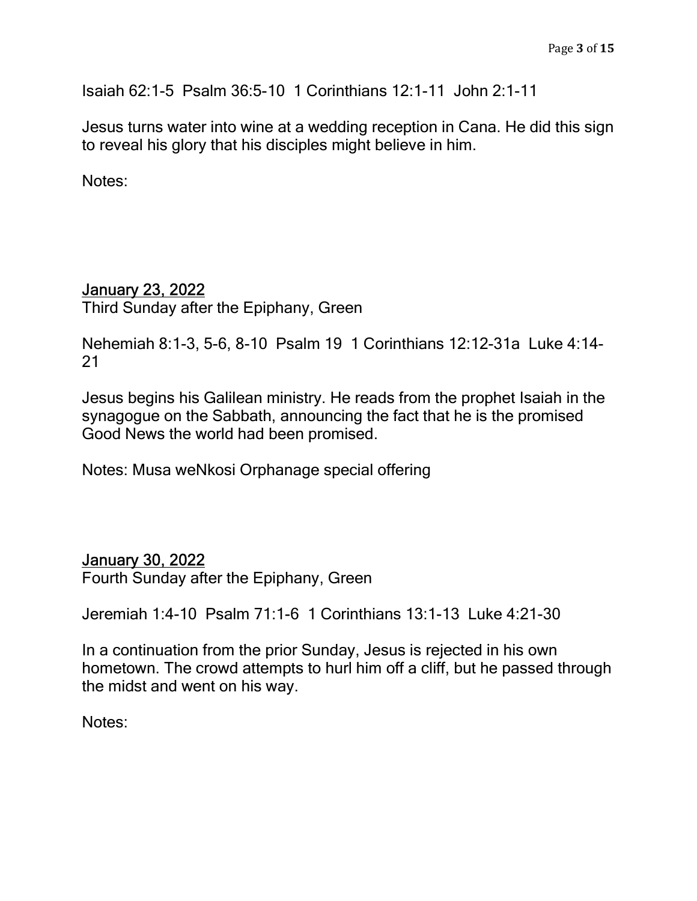Isaiah 62:1-5  Psalm 36:5-10  1 Corinthians 12:1-11  John 2:1-11

Jesus turns water into wine at a wedding reception in Cana. He did this sign to reveal his glory that his disciples might believe in him.

Notes:

## January 23, 2022

Third Sunday after the Epiphany, Green

Nehemiah 8:1-3, 5-6, 8-10  Psalm 19  1 Corinthians 12:12-31a  Luke 4:14-21

Jesus begins his Galilean ministry. He reads from the prophet Isaiah in the synagogue on the Sabbath, announcing the fact that he is the promised Good News the world had been promised.

Notes: Musa weNkosi Orphanage special offering

## January 30, 2022

Fourth Sunday after the Epiphany, Green

Jeremiah 1:4-10  Psalm 71:1-6  1 Corinthians 13:1-13  Luke 4:21-30

In a continuation from the prior Sunday, Jesus is rejected in his own hometown. The crowd attempts to hurl him off a cliff, but he passed through the midst and went on his way.

Notes: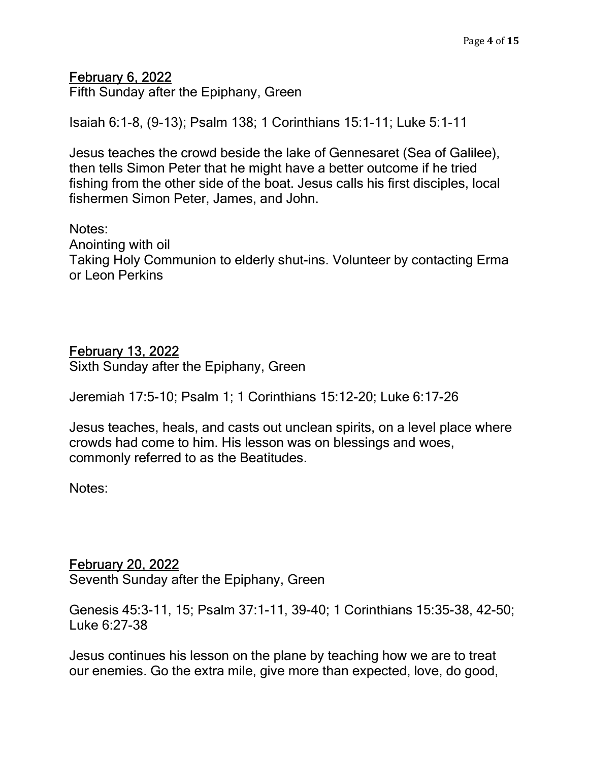## February 6, 2022

Fifth Sunday after the Epiphany, Green

Isaiah 6:1-8, (9-13); Psalm 138; 1 Corinthians 15:1-11; Luke 5:1-11

Jesus teaches the crowd beside the lake of Gennesaret (Sea of Galilee), then tells Simon Peter that he might have a better outcome if he tried fishing from the other side of the boat. Jesus calls his first disciples, local fishermen Simon Peter, James, and John.

Notes:
Anointing with oil
Taking Holy Communion to elderly shut-ins. Volunteer by contacting Erma or Leon Perkins

## February 13, 2022

Sixth Sunday after the Epiphany, Green

Jeremiah 17:5-10; Psalm 1; 1 Corinthians 15:12-20; Luke 6:17-26

Jesus teaches, heals, and casts out unclean spirits, on a level place where crowds had come to him. His lesson was on blessings and woes, commonly referred to as the Beatitudes.

Notes:

## February 20, 2022

Seventh Sunday after the Epiphany, Green

Genesis 45:3-11, 15; Psalm 37:1-11, 39-40; 1 Corinthians 15:35-38, 42-50; Luke 6:27-38

Jesus continues his lesson on the plane by teaching how we are to treat our enemies. Go the extra mile, give more than expected, love, do good,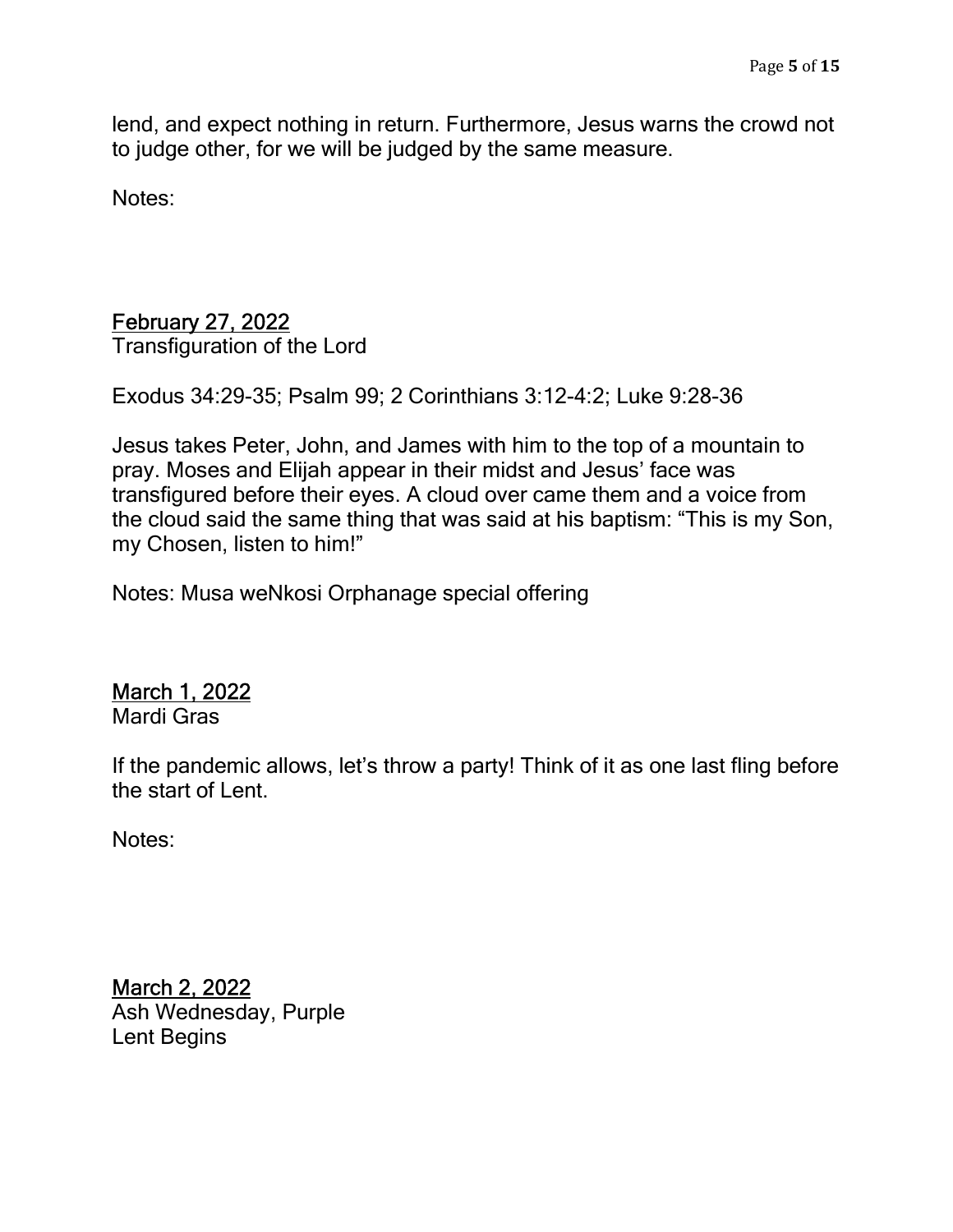lend, and expect nothing in return. Furthermore, Jesus warns the crowd not to judge other, for we will be judged by the same measure.

Notes:

<u>February 27, 2022</u>
Transfiguration of the Lord

Exodus 34:29-35; Psalm 99; 2 Corinthians 3:12-4:2; Luke 9:28-36

Jesus takes Peter, John, and James with him to the top of a mountain to pray. Moses and Elijah appear in their midst and Jesus' face was transfigured before their eyes. A cloud over came them and a voice from the cloud said the same thing that was said at his baptism: "This is my Son, my Chosen, listen to him!"

Notes: Musa weNkosi Orphanage special offering

<u>March 1, 2022</u>
Mardi Gras

If the pandemic allows, let's throw a party! Think of it as one last fling before the start of Lent.

Notes:

<u>March 2, 2022</u>
Ash Wednesday, Purple
Lent Begins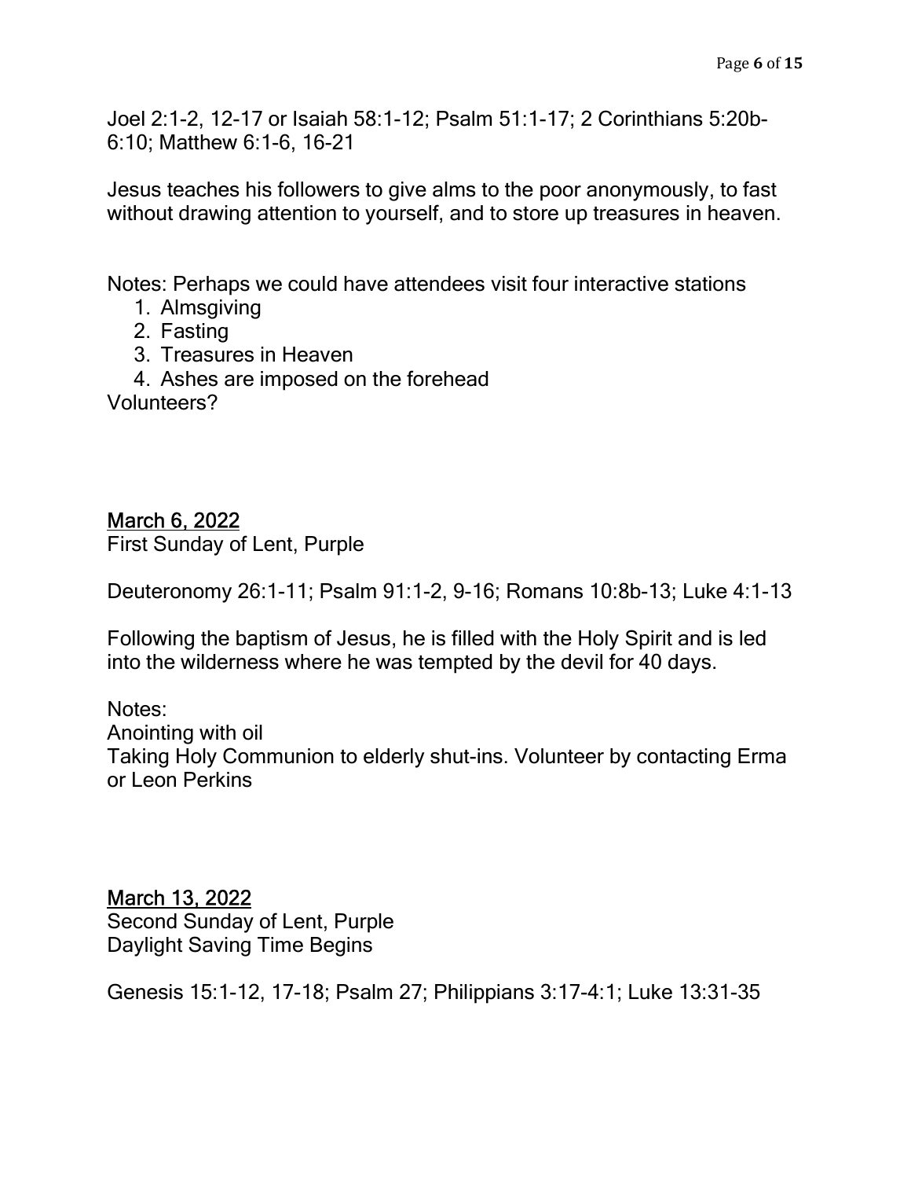Joel 2:1-2, 12-17 or Isaiah 58:1-12; Psalm 51:1-17; 2 Corinthians 5:20b-6:10; Matthew 6:1-6, 16-21

Jesus teaches his followers to give alms to the poor anonymously, to fast without drawing attention to yourself, and to store up treasures in heaven.

Notes: Perhaps we could have attendees visit four interactive stations

1. Almsgiving
2. Fasting
3. Treasures in Heaven
4. Ashes are imposed on the forehead

Volunteers?

<u>March 6, 2022</u>
First Sunday of Lent, Purple

Deuteronomy 26:1-11; Psalm 91:1-2, 9-16; Romans 10:8b-13; Luke 4:1-13

Following the baptism of Jesus, he is filled with the Holy Spirit and is led into the wilderness where he was tempted by the devil for 40 days.

Notes:
Anointing with oil
Taking Holy Communion to elderly shut-ins. Volunteer by contacting Erma or Leon Perkins

<u>March 13, 2022</u>
Second Sunday of Lent, Purple
Daylight Saving Time Begins

Genesis 15:1-12, 17-18; Psalm 27; Philippians 3:17-4:1; Luke 13:31-35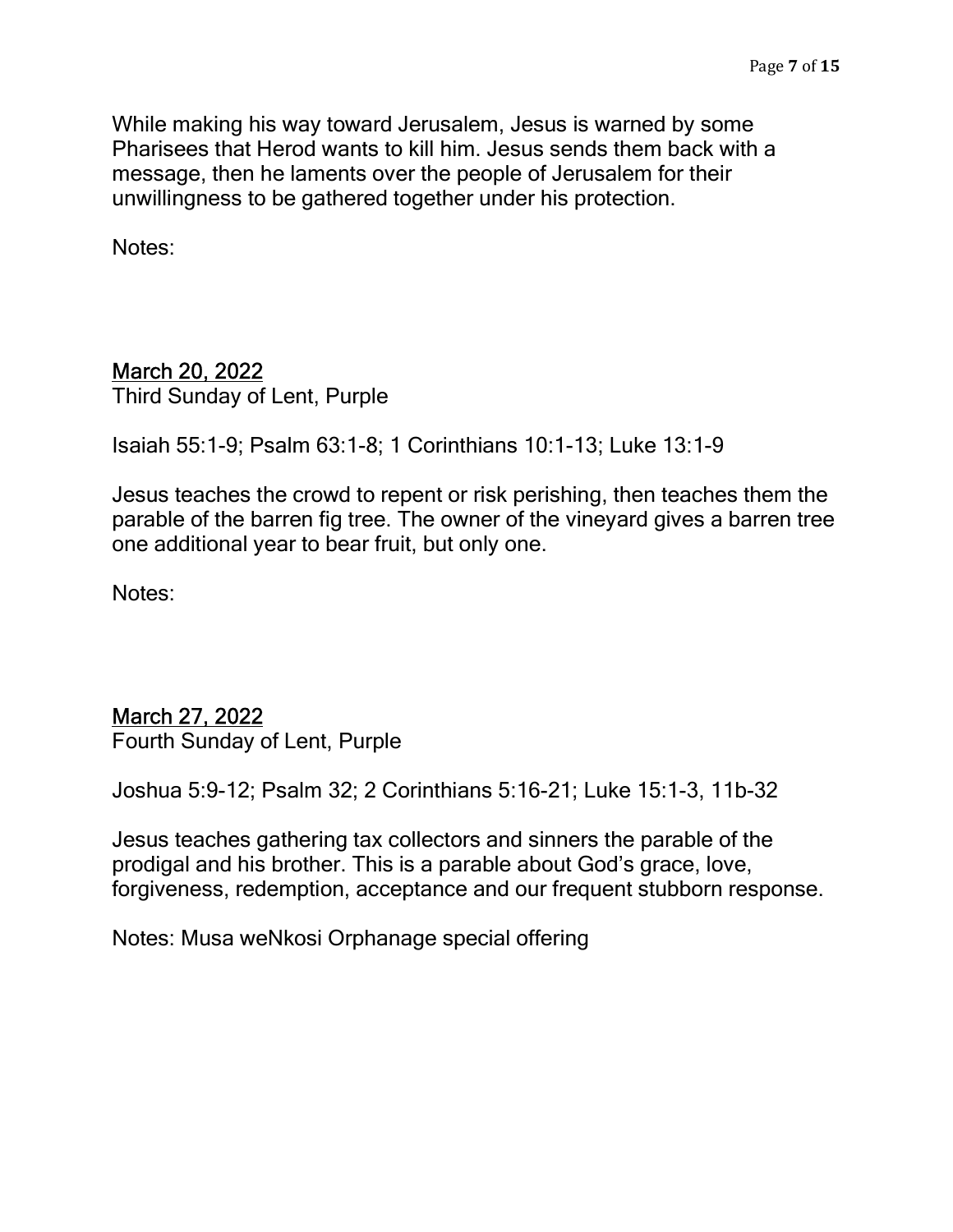While making his way toward Jerusalem, Jesus is warned by some Pharisees that Herod wants to kill him. Jesus sends them back with a message, then he laments over the people of Jerusalem for their unwillingness to be gathered together under his protection.

Notes:

## March 20, 2022

Third Sunday of Lent, Purple

Isaiah 55:1-9; Psalm 63:1-8; 1 Corinthians 10:1-13; Luke 13:1-9

Jesus teaches the crowd to repent or risk perishing, then teaches them the parable of the barren fig tree. The owner of the vineyard gives a barren tree one additional year to bear fruit, but only one.

Notes:

## March 27, 2022

Fourth Sunday of Lent, Purple

Joshua 5:9-12; Psalm 32; 2 Corinthians 5:16-21; Luke 15:1-3, 11b-32

Jesus teaches gathering tax collectors and sinners the parable of the prodigal and his brother. This is a parable about God's grace, love, forgiveness, redemption, acceptance and our frequent stubborn response.

Notes: Musa weNkosi Orphanage special offering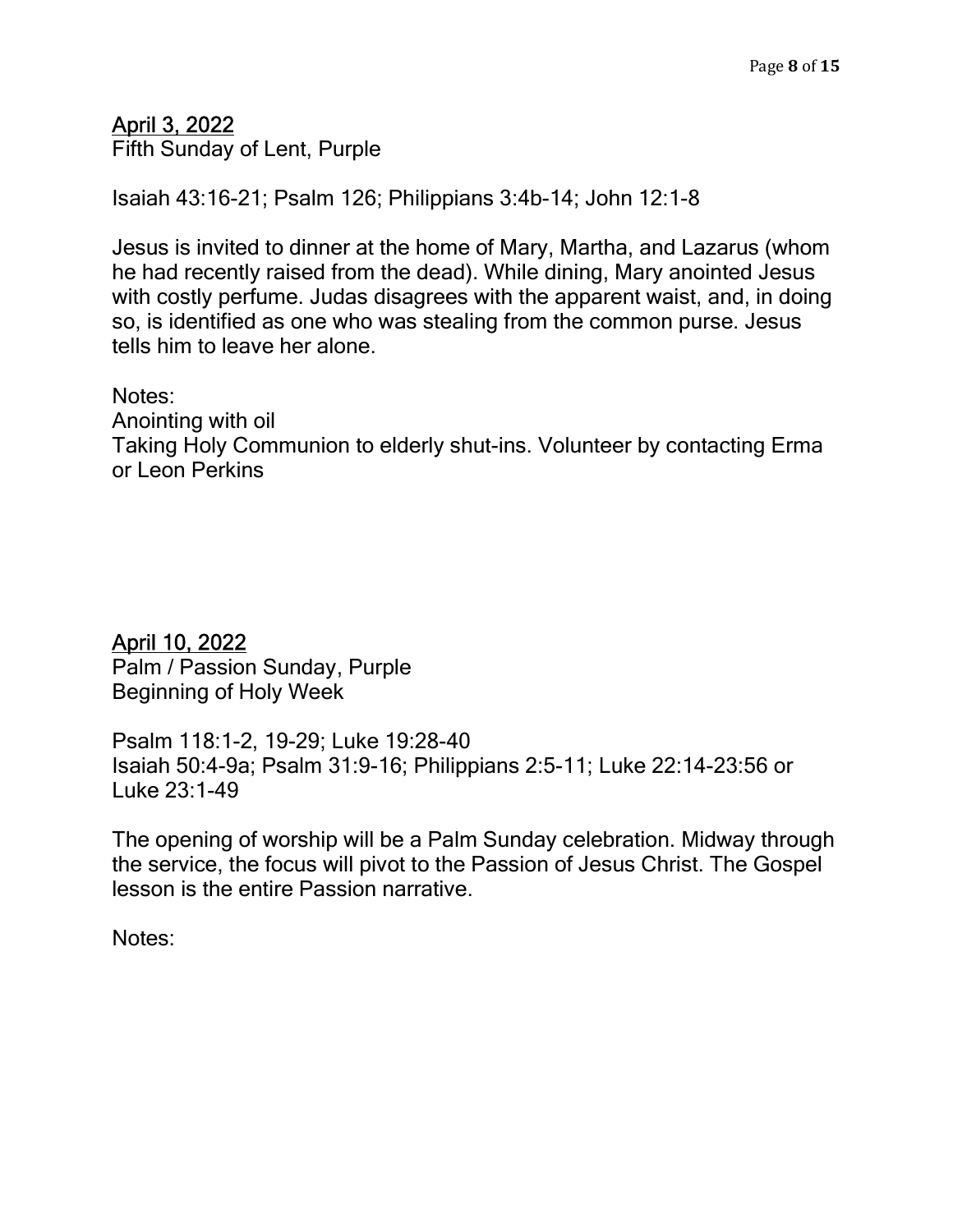<u>April 3, 2022</u>
Fifth Sunday of Lent, Purple

Isaiah 43:16-21; Psalm 126; Philippians 3:4b-14; John 12:1-8

Jesus is invited to dinner at the home of Mary, Martha, and Lazarus (whom he had recently raised from the dead). While dining, Mary anointed Jesus with costly perfume. Judas disagrees with the apparent waist, and, in doing so, is identified as one who was stealing from the common purse. Jesus tells him to leave her alone.

Notes:
Anointing with oil
Taking Holy Communion to elderly shut-ins. Volunteer by contacting Erma or Leon Perkins

<u>April 10, 2022</u>
Palm / Passion Sunday, Purple
Beginning of Holy Week

Psalm 118:1-2, 19-29; Luke 19:28-40
Isaiah 50:4-9a; Psalm 31:9-16; Philippians 2:5-11; Luke 22:14-23:56 or Luke 23:1-49

The opening of worship will be a Palm Sunday celebration. Midway through the service, the focus will pivot to the Passion of Jesus Christ. The Gospel lesson is the entire Passion narrative.

Notes: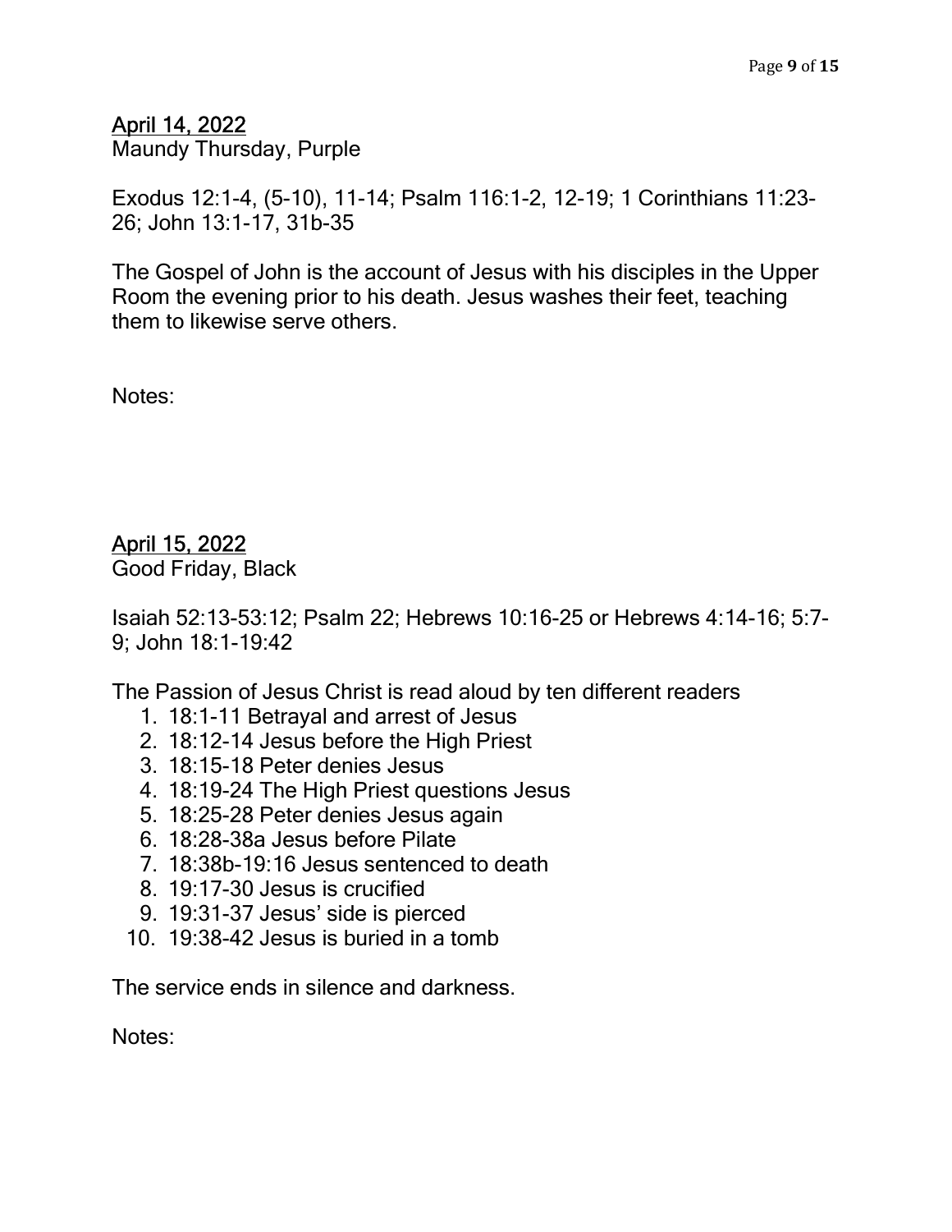<u>April 14, 2022</u>
Maundy Thursday, Purple

Exodus 12:1-4, (5-10), 11-14; Psalm 116:1-2, 12-19; 1 Corinthians 11:23-26; John 13:1-17, 31b-35

The Gospel of John is the account of Jesus with his disciples in the Upper Room the evening prior to his death. Jesus washes their feet, teaching them to likewise serve others.

Notes:

<u>April 15, 2022</u>
Good Friday, Black

Isaiah 52:13-53:12; Psalm 22; Hebrews 10:16-25 or Hebrews 4:14-16; 5:7-9; John 18:1-19:42

The Passion of Jesus Christ is read aloud by ten different readers

1. 18:1-11 Betrayal and arrest of Jesus
2. 18:12-14 Jesus before the High Priest
3. 18:15-18 Peter denies Jesus
4. 18:19-24 The High Priest questions Jesus
5. 18:25-28 Peter denies Jesus again
6. 18:28-38a Jesus before Pilate
7. 18:38b-19:16 Jesus sentenced to death
8. 19:17-30 Jesus is crucified
9. 19:31-37 Jesus' side is pierced
10. 19:38-42 Jesus is buried in a tomb

The service ends in silence and darkness.

Notes: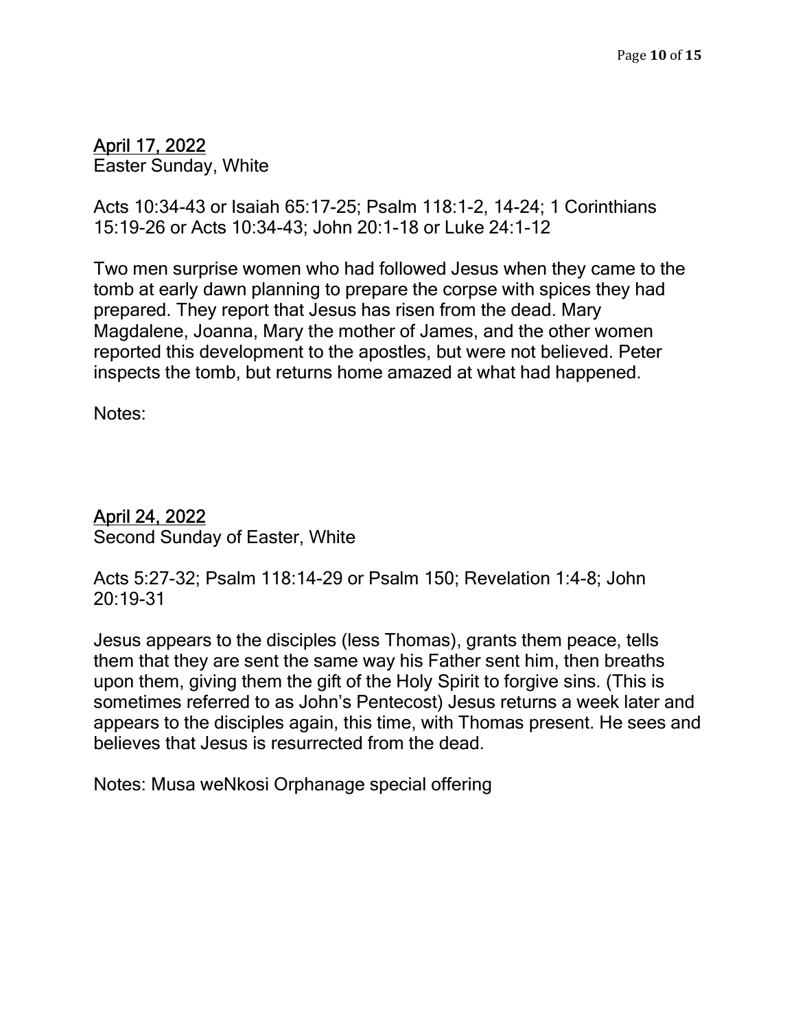<u>April 17, 2022</u>
Easter Sunday, White

Acts 10:34-43 or Isaiah 65:17-25; Psalm 118:1-2, 14-24; 1 Corinthians 15:19-26 or Acts 10:34-43; John 20:1-18 or Luke 24:1-12

Two men surprise women who had followed Jesus when they came to the tomb at early dawn planning to prepare the corpse with spices they had prepared. They report that Jesus has risen from the dead. Mary Magdalene, Joanna, Mary the mother of James, and the other women reported this development to the apostles, but were not believed. Peter inspects the tomb, but returns home amazed at what had happened.

Notes:

<u>April 24, 2022</u>
Second Sunday of Easter, White

Acts 5:27-32; Psalm 118:14-29 or Psalm 150; Revelation 1:4-8; John 20:19-31

Jesus appears to the disciples (less Thomas), grants them peace, tells them that they are sent the same way his Father sent him, then breaths upon them, giving them the gift of the Holy Spirit to forgive sins. (This is sometimes referred to as John's Pentecost) Jesus returns a week later and appears to the disciples again, this time, with Thomas present. He sees and believes that Jesus is resurrected from the dead.

Notes: Musa weNkosi Orphanage special offering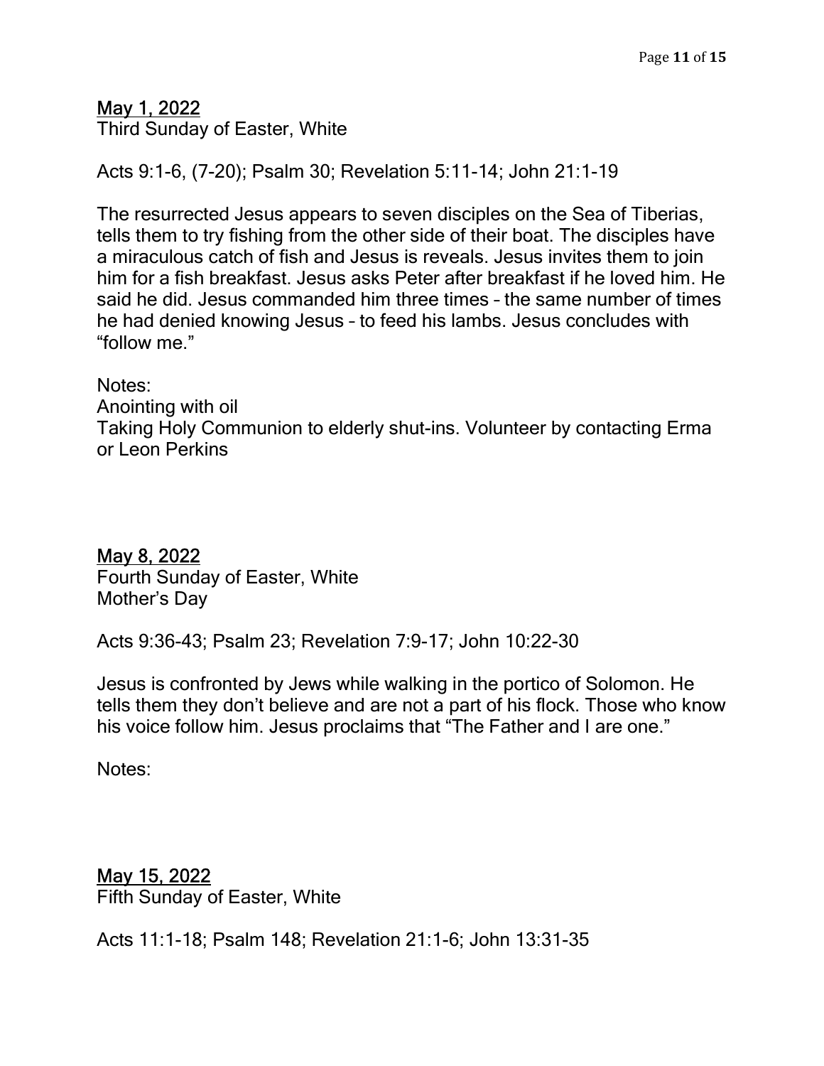<u>May 1, 2022</u>
Third Sunday of Easter, White

Acts 9:1-6, (7-20); Psalm 30; Revelation 5:11-14; John 21:1-19

The resurrected Jesus appears to seven disciples on the Sea of Tiberias, tells them to try fishing from the other side of their boat. The disciples have a miraculous catch of fish and Jesus is reveals. Jesus invites them to join him for a fish breakfast. Jesus asks Peter after breakfast if he loved him. He said he did. Jesus commanded him three times – the same number of times he had denied knowing Jesus – to feed his lambs. Jesus concludes with "follow me."

Notes:
Anointing with oil
Taking Holy Communion to elderly shut-ins. Volunteer by contacting Erma or Leon Perkins

<u>May 8, 2022</u>
Fourth Sunday of Easter, White
Mother's Day

Acts 9:36-43; Psalm 23; Revelation 7:9-17; John 10:22-30

Jesus is confronted by Jews while walking in the portico of Solomon. He tells them they don't believe and are not a part of his flock. Those who know his voice follow him. Jesus proclaims that "The Father and I are one."

Notes:

<u>May 15, 2022</u>
Fifth Sunday of Easter, White

Acts 11:1-18; Psalm 148; Revelation 21:1-6; John 13:31-35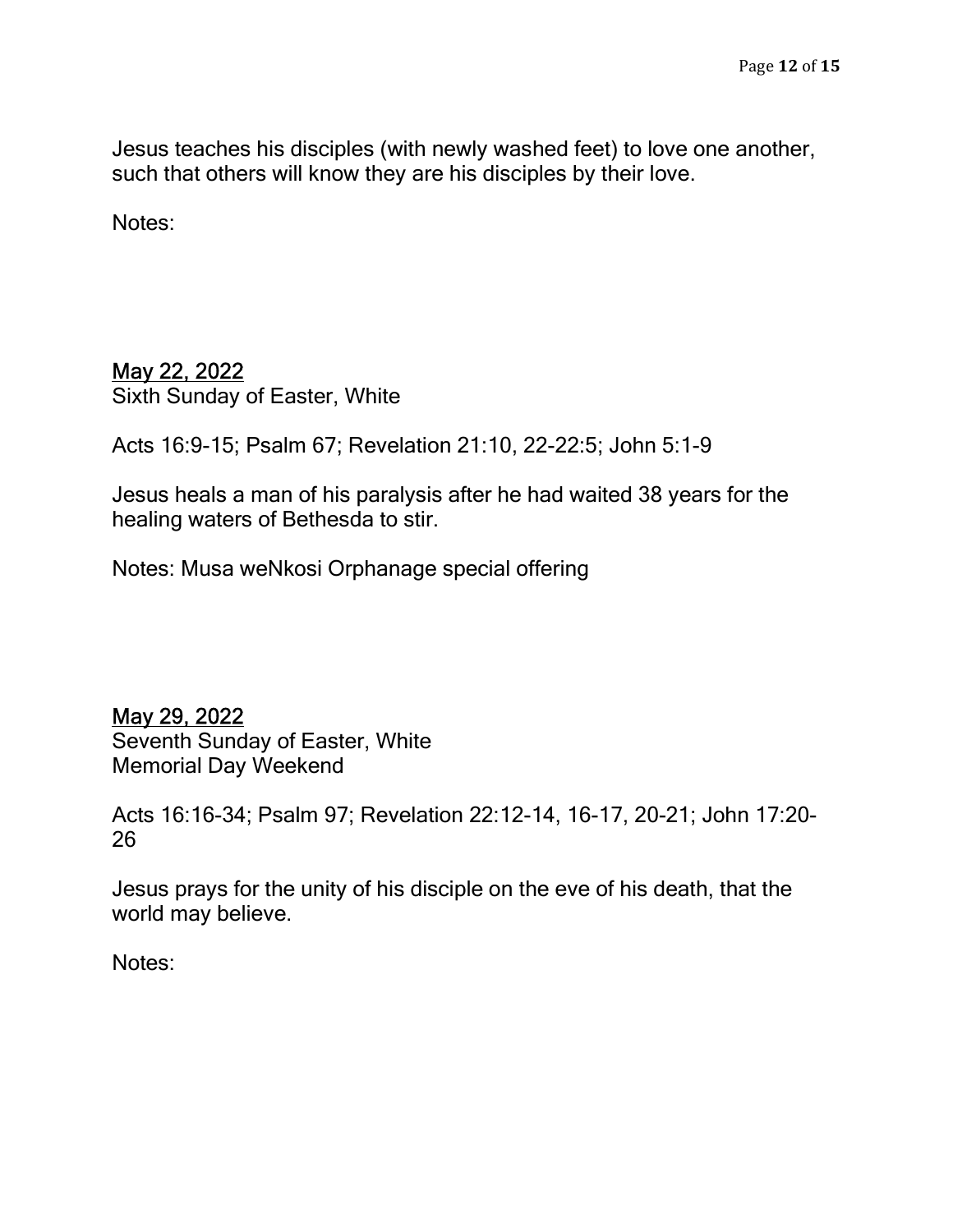Jesus teaches his disciples (with newly washed feet) to love one another, such that others will know they are his disciples by their love.

Notes:

<u>May 22, 2022</u>
Sixth Sunday of Easter, White

Acts 16:9-15; Psalm 67; Revelation 21:10, 22-22:5; John 5:1-9

Jesus heals a man of his paralysis after he had waited 38 years for the healing waters of Bethesda to stir.

Notes: Musa weNkosi Orphanage special offering

<u>May 29, 2022</u>
Seventh Sunday of Easter, White
Memorial Day Weekend

Acts 16:16-34; Psalm 97; Revelation 22:12-14, 16-17, 20-21; John 17:20-26

Jesus prays for the unity of his disciple on the eve of his death, that the world may believe.

Notes: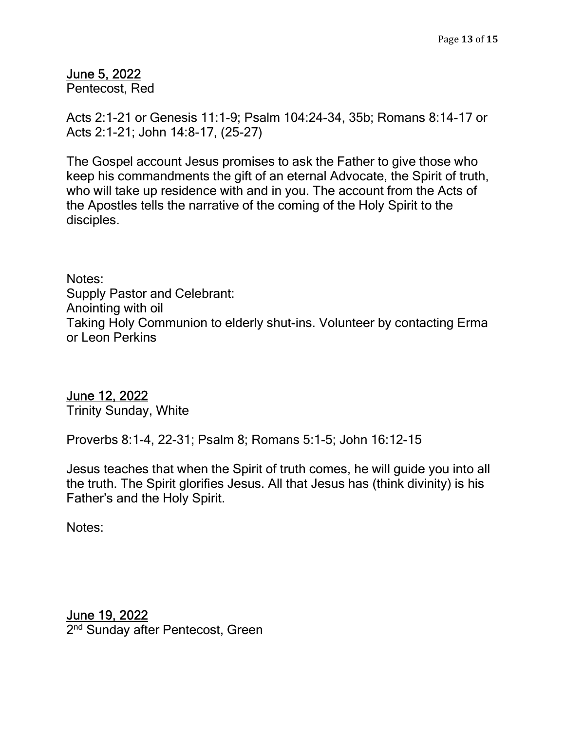<u>June 5, 2022</u>
Pentecost, Red

Acts 2:1-21 or Genesis 11:1-9; Psalm 104:24-34, 35b; Romans 8:14-17 or Acts 2:1-21; John 14:8-17, (25-27)

The Gospel account Jesus promises to ask the Father to give those who keep his commandments the gift of an eternal Advocate, the Spirit of truth, who will take up residence with and in you. The account from the Acts of the Apostles tells the narrative of the coming of the Holy Spirit to the disciples.

Notes:
Supply Pastor and Celebrant:
Anointing with oil
Taking Holy Communion to elderly shut-ins. Volunteer by contacting Erma or Leon Perkins

<u>June 12, 2022</u>
Trinity Sunday, White

Proverbs 8:1-4, 22-31; Psalm 8; Romans 5:1-5; John 16:12-15

Jesus teaches that when the Spirit of truth comes, he will guide you into all the truth. The Spirit glorifies Jesus. All that Jesus has (think divinity) is his Father's and the Holy Spirit.

Notes:

<u>June 19, 2022</u>
2nd Sunday after Pentecost, Green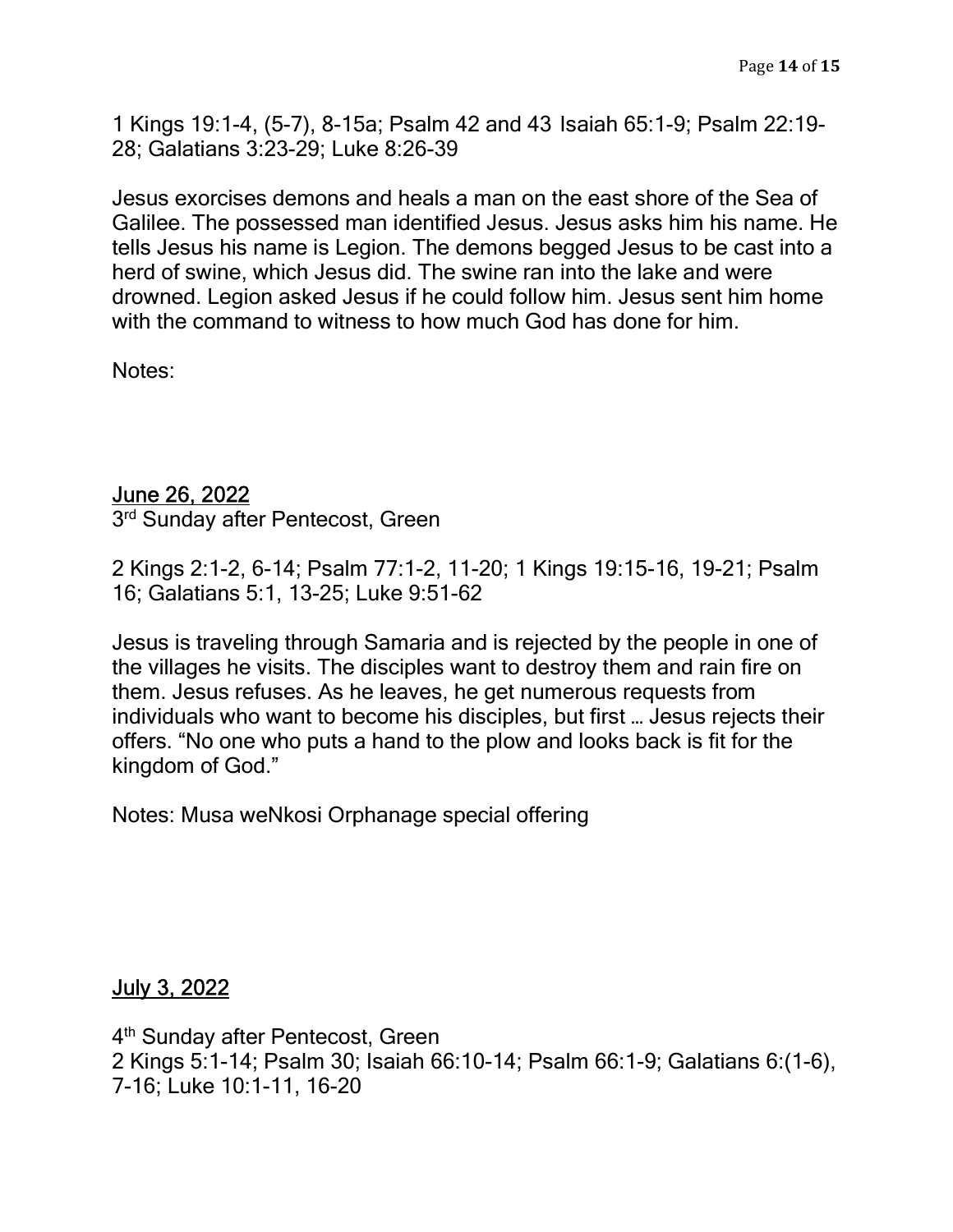1 Kings 19:1-4, (5-7), 8-15a; Psalm 42 and 43 Isaiah 65:1-9; Psalm 22:19-28; Galatians 3:23-29; Luke 8:26-39

Jesus exorcises demons and heals a man on the east shore of the Sea of Galilee. The possessed man identified Jesus. Jesus asks him his name. He tells Jesus his name is Legion. The demons begged Jesus to be cast into a herd of swine, which Jesus did. The swine ran into the lake and were drowned. Legion asked Jesus if he could follow him. Jesus sent him home with the command to witness to how much God has done for him.

Notes:

## June 26, 2022

3rd Sunday after Pentecost, Green

2 Kings 2:1-2, 6-14; Psalm 77:1-2, 11-20; 1 Kings 19:15-16, 19-21; Psalm 16; Galatians 5:1, 13-25; Luke 9:51-62

Jesus is traveling through Samaria and is rejected by the people in one of the villages he visits. The disciples want to destroy them and rain fire on them. Jesus refuses. As he leaves, he get numerous requests from individuals who want to become his disciples, but first … Jesus rejects their offers. “No one who puts a hand to the plow and looks back is fit for the kingdom of God.”

Notes: Musa weNkosi Orphanage special offering

## July 3, 2022

4th Sunday after Pentecost, Green
2 Kings 5:1-14; Psalm 30; Isaiah 66:10-14; Psalm 66:1-9; Galatians 6:(1-6), 7-16; Luke 10:1-11, 16-20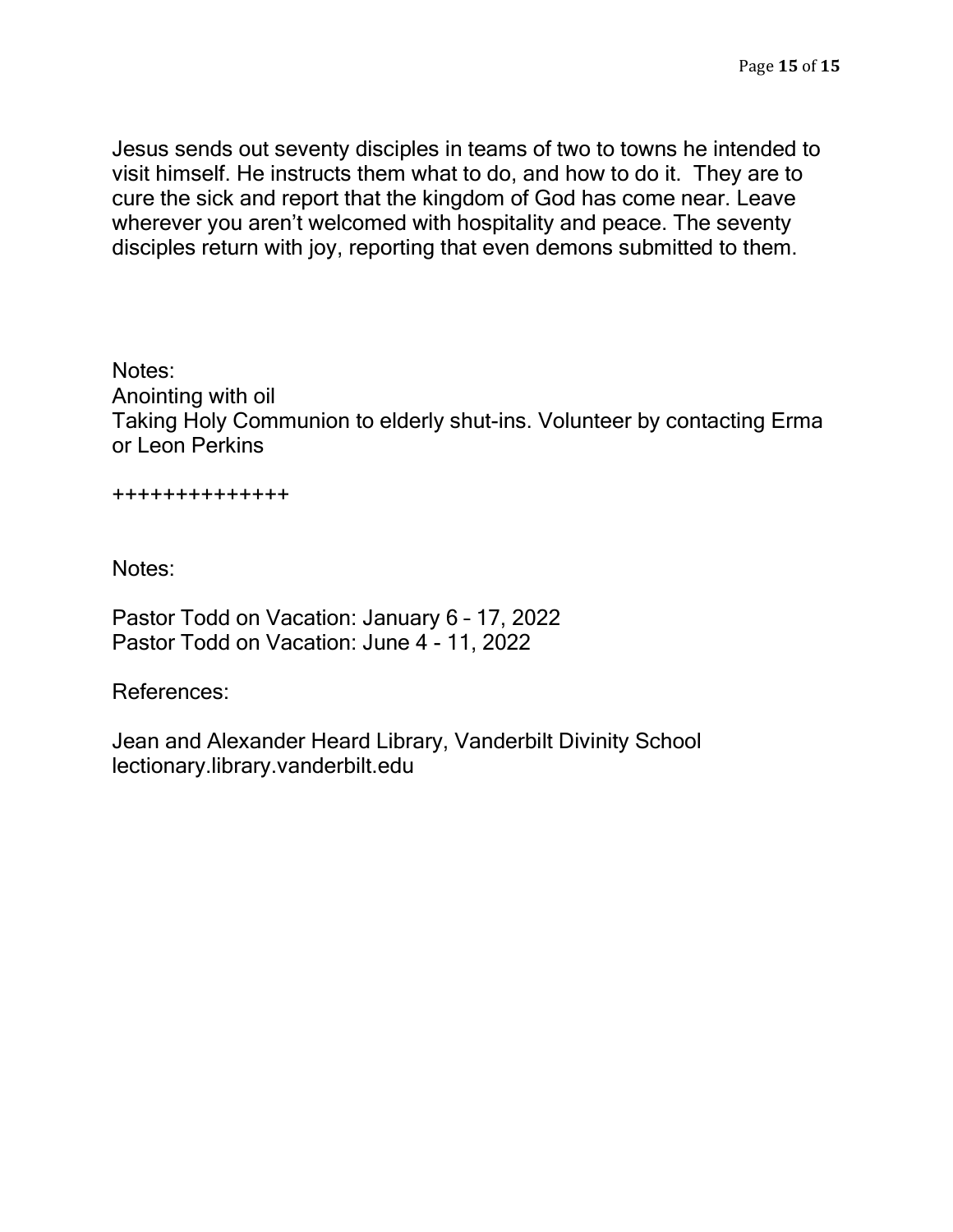Jesus sends out seventy disciples in teams of two to towns he intended to visit himself. He instructs them what to do, and how to do it. They are to cure the sick and report that the kingdom of God has come near. Leave wherever you aren't welcomed with hospitality and peace. The seventy disciples return with joy, reporting that even demons submitted to them.

Notes:
Anointing with oil
Taking Holy Communion to elderly shut-ins. Volunteer by contacting Erma or Leon Perkins

++++++++++++++

Notes:

Pastor Todd on Vacation: January 6 – 17, 2022
Pastor Todd on Vacation: June 4 - 11, 2022

References:

Jean and Alexander Heard Library, Vanderbilt Divinity School
lectionary.library.vanderbilt.edu